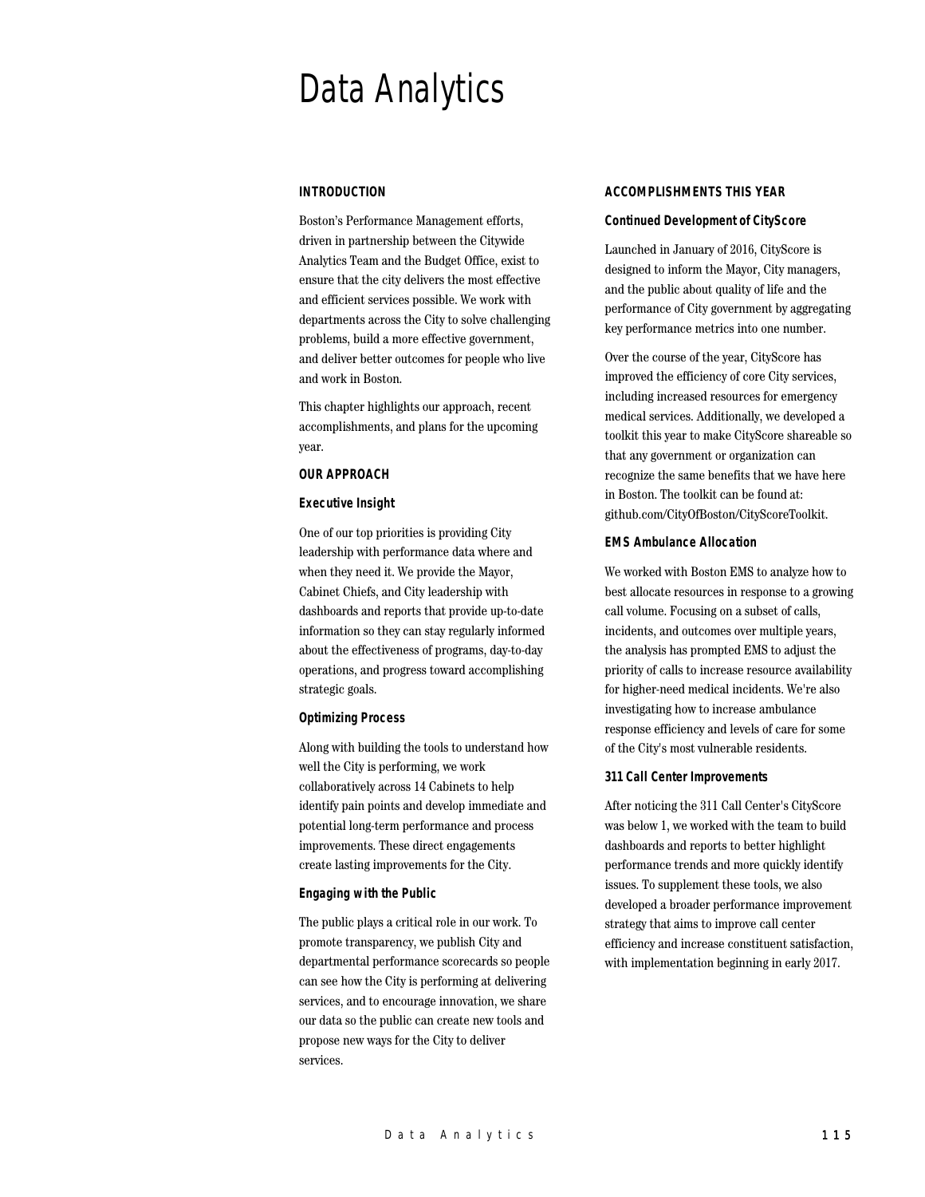# Data Analytics

## INTRODUCTION

Boston's Performance Management efforts, driven in partnership between the Citywide Analytics Team and the Budget Office, exist to ensure that the city delivers the most effective and efficient services possible. We work with departments across the City to solve challenging problems, build a more effective government, and deliver better outcomes for people who live and work in Boston.

This chapter highlights our approach, recent accomplishments, and plans for the upcoming year.

## OUR APPROACH

### Executive Insight

One of our top priorities is providing City leadership with performance data where and when they need it. We provide the Mayor, Cabinet Chiefs, and City leadership with dashboards and reports that provide up-to-date information so they can stay regularly informed about the effectiveness of programs, day-to-day operations, and progress toward accomplishing strategic goals.

### Optimizing Process

Along with building the tools to understand how well the City is performing, we work collaboratively across 14 Cabinets to help identify pain points and develop immediate and potential long-term performance and process improvements. These direct engagements create lasting improvements for the City.

### Engaging with the Public

The public plays a critical role in our work. To promote transparency, we publish City and departmental performance scorecards so people can see how the City is performing at delivering services, and to encourage innovation, we share our data so the public can create new tools and propose new ways for the City to deliver services.

## ACCOMPLISHMENTS THIS YEAR

### Continued Development of CityScore

Launched in January of 2016, CityScore is designed to inform the Mayor, City managers, and the public about quality of life and the performance of City government by aggregating key performance metrics into one number.

Over the course of the year, CityScore has improved the efficiency of core City services, including increased resources for emergency medical services. Additionally, we developed a toolkit this year to make CityScore shareable so that any government or organization can recognize the same benefits that we have here in Boston. The toolkit can be found at: github.com/CityOfBoston/CityScoreToolkit.

### EMS Ambulance Allocation

We worked with Boston EMS to analyze how to best allocate resources in response to a growing call volume. Focusing on a subset of calls, incidents, and outcomes over multiple years, the analysis has prompted EMS to adjust the priority of calls to increase resource availability for higher-need medical incidents. We're also investigating how to increase ambulance response efficiency and levels of care for some of the City's most vulnerable residents.

### 311 Call Center Improvements

After noticing the 311 Call Center's CityScore was below 1, we worked with the team to build dashboards and reports to better highlight performance trends and more quickly identify issues. To supplement these tools, we also developed a broader performance improvement strategy that aims to improve call center efficiency and increase constituent satisfaction, with implementation beginning in early 2017.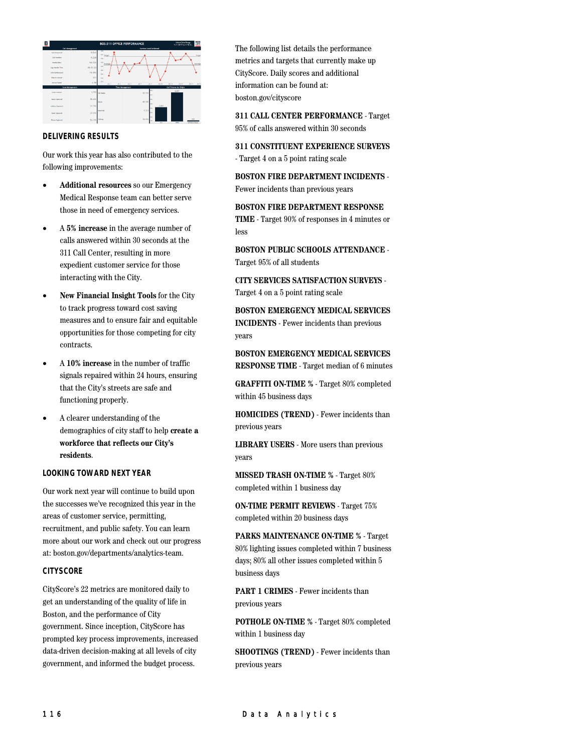## DELIVERING RESULTS

Our work this year has also contributed to the following improvements:

- **Additional resources** so our Emergency Medical Response team can better serve those in need of emergency services.
- A **5% increase** in the average number of calls answered within 30 seconds at the 311 Call Center, resulting in more expedient customer service for those interacting with the City.
- **New Financial Insight Tools** for the City to track progress toward cost saving measures and to ensure fair and equitable opportunities for those competing for city contracts.
- A **10% increase** in the number of traffic signals repaired within 24 hours, ensuring that the City's streets are safe and functioning properly.
- A clearer understanding of the demographics of city staff to help **create a workforce that reflects our City's residents**.

## LOOKING TOWARD NEXT YEAR

Our work next year will continue to build upon the successes we've recognized this year in the areas of customer service, permitting, recruitment, and public safety. You can learn more about our work and check out our progress at: boston.gov/departments/analytics-team.

## CITYSCORE

CityScore's 22 metrics are monitored daily to get an understanding of the quality of life in Boston, and the performance of City government. Since inception, CityScore has prompted key process improvements, increased data-driven decision-making at all levels of city government, and informed the budget process.

The following list details the performance metrics and targets that currently make up CityScore. Daily scores and additional information can be found at: boston.gov/cityscore

**311 CALL CENTER PERFORMANCE** - Target 95% of calls answered within 30 seconds

**311 CONSTITUENT EXPERIENCE SURVEYS** - Target 4 on a 5 point rating scale

**BOSTON FIRE DEPARTMENT INCIDENTS** - Fewer incidents than previous years

**BOSTON FIRE DEPARTMENT RESPONSE TIME** - Target 90% of responses in 4 minutes or less

**BOSTON PUBLIC SCHOOLS ATTENDANCE** - Target 95% of all students

**CITY SERVICES SATISFACTION SURVEYS** - Target 4 on a 5 point rating scale

**BOSTON EMERGENCY MEDICAL SERVICES INCIDENTS** - Fewer incidents than previous years

**BOSTON EMERGENCY MEDICAL SERVICES RESPONSE TIME** - Target median of 6 minutes

**GRAFFITI ON-TIME %** - Target 80% completed within 45 business days

**HOMICIDES (TREND)** - Fewer incidents than previous years

**LIBRARY USERS** - More users than previous years

**MISSED TRASH ON-TIME %** - Target 80% completed within 1 business day

**ON-TIME PERMIT REVIEWS** - Target 75% completed within 20 business days

**PARKS MAINTENANCE ON-TIME %** - Target 80% lighting issues completed within 7 business days; 80% all other issues completed within 5 business days

**PART 1 CRIMES** - Fewer incidents than previous years

**POTHOLE ON-TIME %** - Target 80% completed within 1 business day

**SHOOTINGS (TREND)** - Fewer incidents than previous years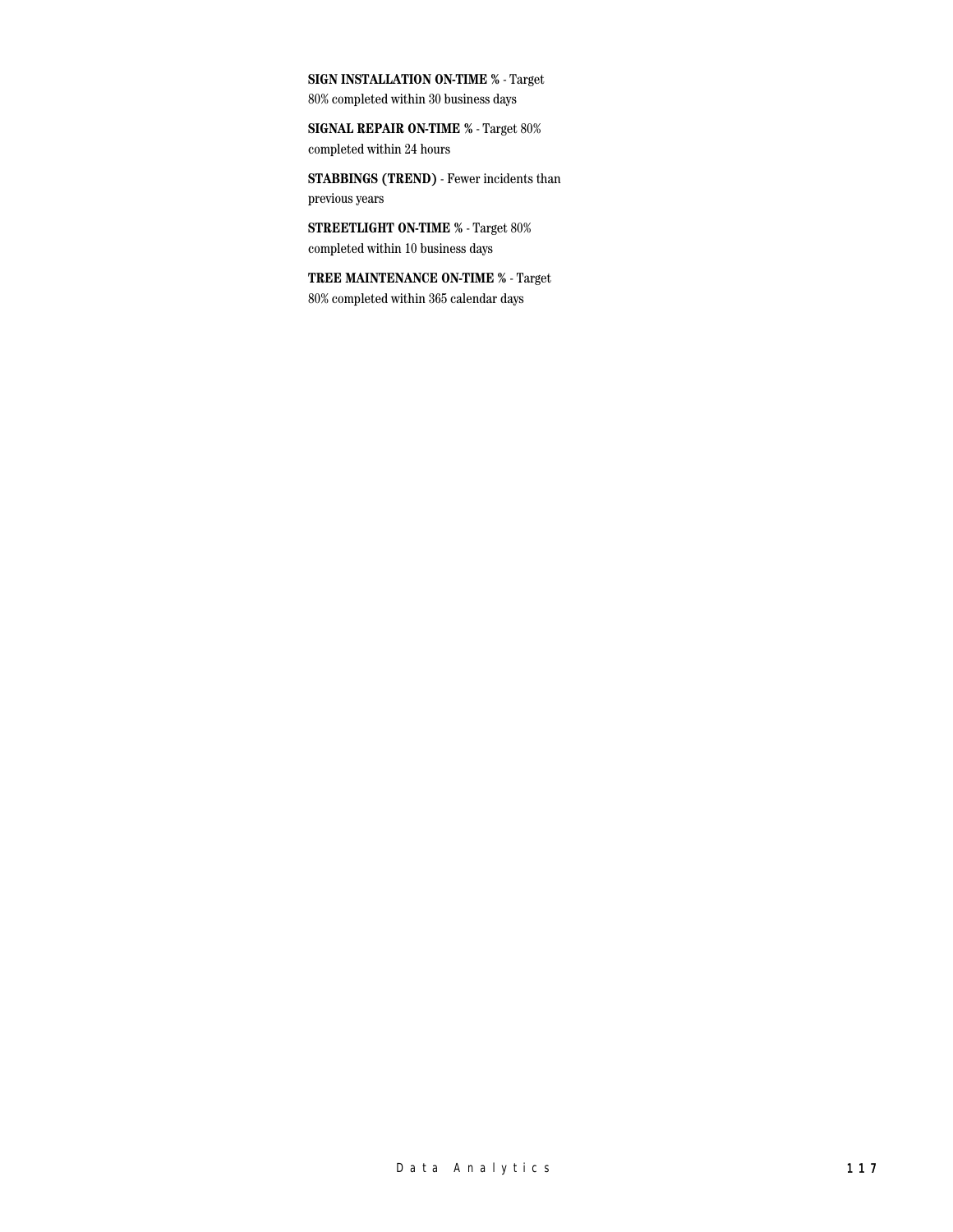**SIGN INSTALLATION ON-TIME %** - Target 80% completed within 30 business days

**SIGNAL REPAIR ON-TIME %** - Target 80% completed within 24 hours

**STABBINGS (TREND)** - Fewer incidents than previous years

**STREETLIGHT ON-TIME %** - Target 80% completed within 10 business days

**TREE MAINTENANCE ON-TIME %** - Target 80% completed within 365 calendar days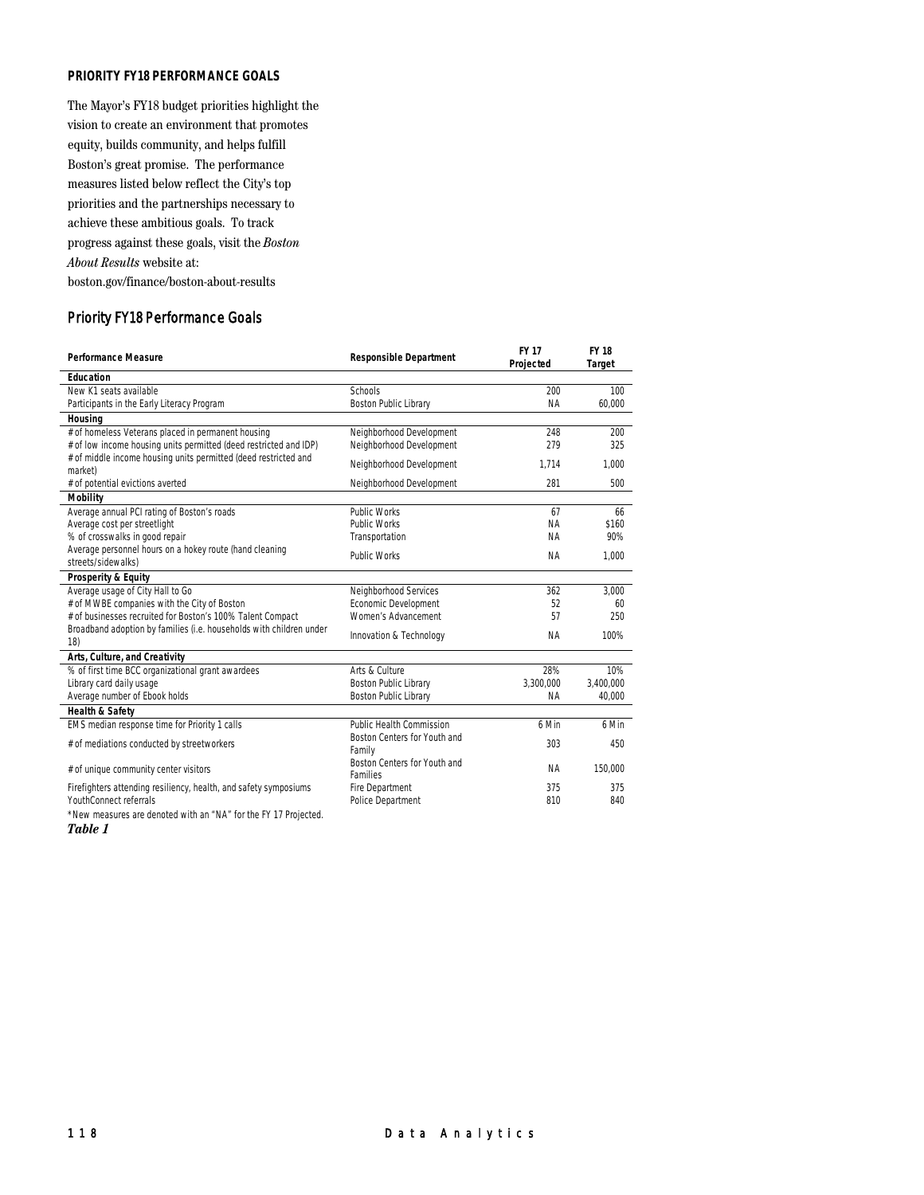### PRIORITY FY18 PERFORMANCE GOALS

The Mayor's FY18 budget priorities highlight the vision to create an environment that promotes equity, builds community, and helps fulfill Boston's great promise. The performance measures listed below reflect the City's top priorities and the partnerships necessary to achieve these ambitious goals. To track progress against these goals, visit the *Boston About Results* website at: boston.gov/finance/boston-about-results

## Priority FY18 Performance Goals

| Performance Measure | Responsible Department | FY 17 Projected | FY 18 Target |
|---|---|---|---|
| **Education** | | | |
| New K1 seats available | Schools | 200 | 100 |
| Participants in the Early Literacy Program | Boston Public Library | NA | 60,000 |
| **Housing** | | | |
| # of homeless Veterans placed in permanent housing | Neighborhood Development | 248 | 200 |
| # of low income housing units permitted (deed restricted and IDP) | Neighborhood Development | 279 | 325 |
| # of middle income housing units permitted (deed restricted and market) | Neighborhood Development | 1,714 | 1,000 |
| # of potential evictions averted | Neighborhood Development | 281 | 500 |
| **Mobility** | | | |
| Average annual PCI rating of Boston's roads | Public Works | 67 | 66 |
| Average cost per streetlight | Public Works | NA | $160 |
| % of crosswalks in good repair | Transportation | NA | 90% |
| Average personnel hours on a hokey route (hand cleaning streets/sidewalks) | Public Works | NA | 1,000 |
| **Prosperity & Equity** | | | |
| Average usage of City Hall to Go | Neighborhood Services | 362 | 3,000 |
| # of MWBE companies with the City of Boston | Economic Development | 52 | 60 |
| # of businesses recruited for Boston's 100% Talent Compact | Women's Advancement | 57 | 250 |
| Broadband adoption by families (i.e. households with children under 18) | Innovation & Technology | NA | 100% |
| **Arts, Culture, and Creativity** | | | |
| % of first time BCC organizational grant awardees | Arts & Culture | 28% | 10% |
| Library card daily usage | Boston Public Library | 3,300,000 | 3,400,000 |
| Average number of Ebook holds | Boston Public Library | NA | 40,000 |
| **Health & Safety** | | | |
| EMS median response time for Priority 1 calls | Public Health Commission | 6 Min | 6 Min |
| # of mediations conducted by streetworkers | Boston Centers for Youth and Family | 303 | 450 |
| # of unique community center visitors | Boston Centers for Youth and Families | NA | 150,000 |
| Firefighters attending resiliency, health, and safety symposiums | Fire Department | 375 | 375 |
| YouthConnect referrals | Police Department | 810 | 840 |

*New measures are denoted with an "NA" for the FY 17 Projected.

***Table 1***